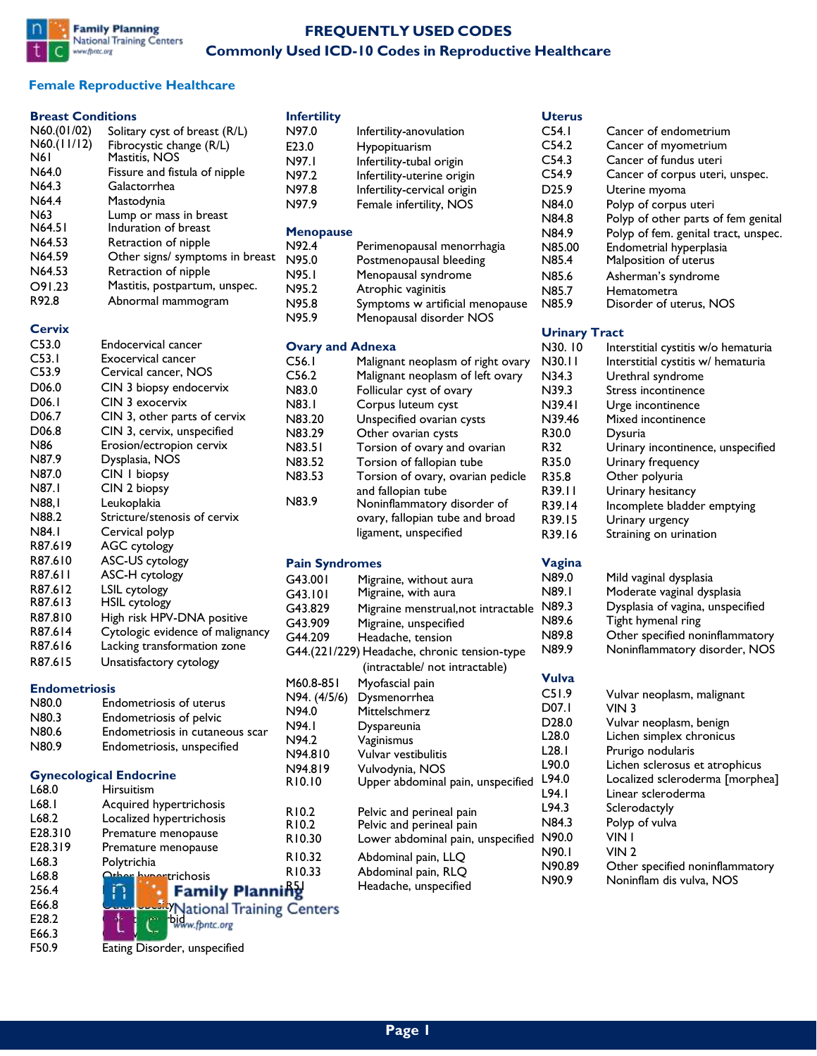# FREQUENTLY USED CODES

## Commonly Used ICD-10 Codes in Reproductive Healthcare

## Female Reproductive Healthcare

### Breast Conditions

| | |
|---|---|
| N60.(01/02) | Solitary cyst of breast (R/L) |
| N60.(11/12) | Fibrocystic change (R/L) |
| N61 | Mastitis, NOS |
| N64.0 | Fissure and fistula of nipple |
| N64.3 | Galactorrhea |
| N64.4 | Mastodynia |
| N63 | Lump or mass in breast |
| N64.51 | Induration of breast |
| N64.53 | Retraction of nipple |
| N64.59 | Other signs/ symptoms in breast |
| N64.53 | Retraction of nipple |
| O91.23 | Mastitis, postpartum, unspec. |
| R92.8 | Abnormal mammogram |

### Cervix

| | |
|---|---|
| C53.0 | Endocervical cancer |
| C53.1 | Exocervical cancer |
| C53.9 | Cervical cancer, NOS |
| D06.0 | CIN 3 biopsy endocervix |
| D06.1 | CIN 3 exocervix |
| D06.7 | CIN 3, other parts of cervix |
| D06.8 | CIN 3, cervix, unspecified |
| N86 | Erosion/ectropion cervix |
| N87.9 | Dysplasia, NOS |
| N87.0 | CIN 1 biopsy |
| N87.1 | CIN 2 biopsy |
| N88,1 | Leukoplakia |
| N88.2 | Stricture/stenosis of cervix |
| N84.1 | Cervical polyp |
| R87.619 | AGC cytology |
| R87.610 | ASC-US cytology |
| R87.611 | ASC-H cytology |
| R87.612 | LSIL cytology |
| R87.613 | HSIL cytology |
| R87.810 | High risk HPV-DNA positive |
| R87.614 | Cytologic evidence of malignancy |
| R87.616 | Lacking transformation zone |
| R87.615 | Unsatisfactory cytology |

### Endometriosis

| | |
|---|---|
| N80.0 | Endometriosis of uterus |
| N80.3 | Endometriosis of pelvic |
| N80.6 | Endometriosis in cutaneous scar |
| N80.9 | Endometriosis, unspecified |

### Gynecological Endocrine

| | |
|---|---|
| L68.0 | Hirsuitism |
| L68.1 | Acquired hypertrichosis |
| L68.2 | Localized hypertrichosis |
| E28.310 | Premature menopause |
| E28.319 | Premature menopause |
| L68.3 | Polytrichia |
| L68.8 | Other hypertrichosis |
| 256.4 | |
| E66.8 | Other obesity |
| E28.2 | |
| E66.3 | |
| F50.9 | Eating Disorder, unspecified |

### Infertility

| | |
|---|---|
| N97.0 | Infertility-anovulation |
| E23.0 | Hypopituarism |
| N97.1 | Infertility-tubal origin |
| N97.2 | Infertility-uterine origin |
| N97.8 | Infertility-cervical origin |
| N97.9 | Female infertility, NOS |

### Menopause

| | |
|---|---|
| N92.4 | Perimenopausal menorrhagia |
| N95.0 | Postmenopausal bleeding |
| N95.1 | Menopausal syndrome |
| N95.2 | Atrophic vaginitis |
| N95.8 | Symptoms w artificial menopause |
| N95.9 | Menopausal disorder NOS |

### Ovary and Adnexa

| | |
|---|---|
| C56.1 | Malignant neoplasm of right ovary |
| C56.2 | Malignant neoplasm of left ovary |
| N83.0 | Follicular cyst of ovary |
| N83.1 | Corpus luteum cyst |
| N83.20 | Unspecified ovarian cysts |
| N83.29 | Other ovarian cysts |
| N83.51 | Torsion of ovary and ovarian |
| N83.52 | Torsion of fallopian tube |
| N83.53 | Torsion of ovary, ovarian pedicle and fallopian tube |
| N83.9 | Noninflammatory disorder of ovary, fallopian tube and broad ligament, unspecified |

### Pain Syndromes

| | |
|---|---|
| G43.001 | Migraine, without aura |
| G43.101 | Migraine, with aura |
| G43.829 | Migraine menstrual,not intractable |
| G43.909 | Migraine, unspecified |
| G44.209 | Headache, tension |
| G44.(221/229) | Headache, chronic tension-type (intractable/ not intractable) |
| M60.8-851 | Myofascial pain |
| N94. (4/5/6) | Dysmenorrhea |
| N94.0 | Mittelschmerz |
| N94.1 | Dyspareunia |
| N94.2 | Vaginismus |
| N94.810 | Vulvar vestibulitis |
| N94.819 | Vulvodynia, NOS |
| R10.10 | Upper abdominal pain, unspecified |
| R10.2 | Pelvic and perineal pain |
| R10.2 | Pelvic and perineal pain |
| R10.30 | Lower abdominal pain, unspecified |
| R10.32 | Abdominal pain, LLQ |
| R10.33 | Abdominal pain, RLQ |
| R51 | Headache, unspecified |

### Uterus

| | |
|---|---|
| C54.1 | Cancer of endometrium |
| C54.2 | Cancer of myometrium |
| C54.3 | Cancer of fundus uteri |
| C54.9 | Cancer of corpus uteri, unspec. |
| D25.9 | Uterine myoma |
| N84.0 | Polyp of corpus uteri |
| N84.8 | Polyp of other parts of fem genital |
| N84.9 | Polyp of fem. genital tract, unspec. |
| N85.00 | Endometrial hyperplasia |
| N85.4 | Malposition of uterus |
| N85.6 | Asherman's syndrome |
| N85.7 | Hematometra |
| N85.9 | Disorder of uterus, NOS |

### Urinary Tract

| | |
|---|---|
| N30. 10 | Interstitial cystitis w/o hematuria |
| N30.11 | Interstitial cystitis w/ hematuria |
| N34.3 | Urethral syndrome |
| N39.3 | Stress incontinence |
| N39.41 | Urge incontinence |
| N39.46 | Mixed incontinence |
| R30.0 | Dysuria |
| R32 | Urinary incontinence, unspecified |
| R35.0 | Urinary frequency |
| R35.8 | Other polyuria |
| R39.11 | Urinary hesitancy |
| R39.14 | Incomplete bladder emptying |
| R39.15 | Urinary urgency |
| R39.16 | Straining on urination |

### Vagina

| | |
|---|---|
| N89.0 | Mild vaginal dysplasia |
| N89.1 | Moderate vaginal dysplasia |
| N89.3 | Dysplasia of vagina, unspecified |
| N89.6 | Tight hymenal ring |
| N89.8 | Other specified noninflammatory |
| N89.9 | Noninflammatory disorder, NOS |

### Vulva

| | |
|---|---|
| C51.9 | Vulvar neoplasm, malignant |
| D07.1 | VIN 3 |
| D28.0 | Vulvar neoplasm, benign |
| L28.0 | Lichen simplex chronicus |
| L28.1 | Prurigo nodularis |
| L90.0 | Lichen sclerosus et atrophicus |
| L94.0 | Localized scleroderma [morphea] |
| L94.1 | Linear scleroderma |
| L94.3 | Sclerodactyly |
| N84.3 | Polyp of vulva |
| N90.0 | VIN 1 |
| N90.1 | VIN 2 |
| N90.89 | Other specified noninflammatory |
| N90.9 | Noninflam dis vulva, NOS |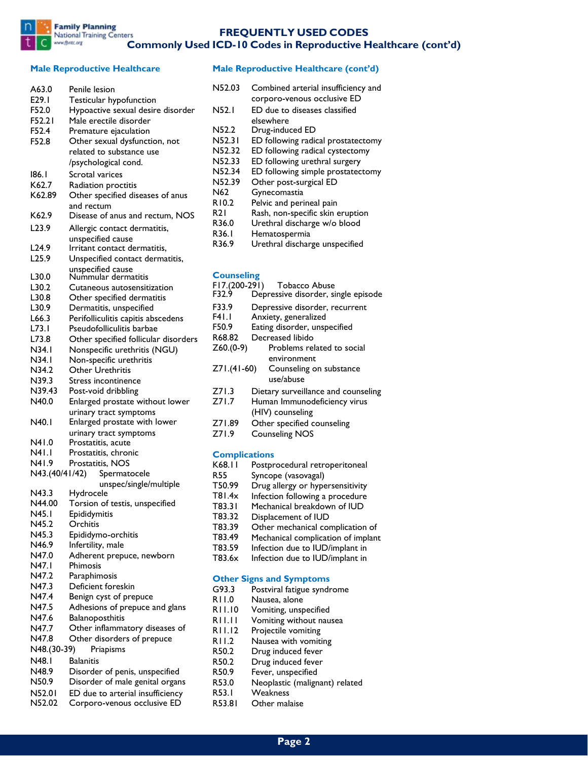# FREQUENTLY USED CODES

## Commonly Used ICD-10 Codes in Reproductive Healthcare (cont'd)

### Male Reproductive Healthcare

| | |
|---|---|
| A63.0 | Penile lesion |
| E29.1 | Testicular hypofunction |
| F52.0 | Hypoactive sexual desire disorder |
| F52.21 | Male erectile disorder |
| F52.4 | Premature ejaculation |
| F52.8 | Other sexual dysfunction, not related to substance use /psychological cond. |
| I86.1 | Scrotal varices |
| K62.7 | Radiation proctitis |
| K62.89 | Other specified diseases of anus and rectum |
| K62.9 | Disease of anus and rectum, NOS |
| L23.9 | Allergic contact dermatitis, unspecified cause |
| L24.9 | Irritant contact dermatitis, |
| L25.9 | Unspecified contact dermatitis, unspecified cause |
| L30.0 | Nummular dermatitis |
| L30.2 | Cutaneous autosensitization |
| L30.8 | Other specified dermatitis |
| L30.9 | Dermatitis, unspecified |
| L66.3 | Perifolliculitis capitis abscedens |
| L73.1 | Pseudofolliculitis barbae |
| L73.8 | Other specified follicular disorders |
| N34.1 | Nonspecific urethritis (NGU) |
| N34.1 | Non-specific urethritis |
| N34.2 | Other Urethritis |
| N39.3 | Stress incontinence |
| N39.43 | Post-void dribbling |
| N40.0 | Enlarged prostate without lower urinary tract symptoms |
| N40.1 | Enlarged prostate with lower urinary tract symptoms |
| N41.0 | Prostatitis, acute |
| N41.1 | Prostatitis, chronic |
| N41.9 | Prostatitis, NOS |
| N43.(40/41/42) | Spermatocele unspec/single/multiple |
| N43.3 | Hydrocele |
| N44.00 | Torsion of testis, unspecified |
| N45.1 | Epididymitis |
| N45.2 | Orchitis |
| N45.3 | Epididymo-orchitis |
| N46.9 | Infertility, male |
| N47.0 | Adherent prepuce, newborn |
| N47.1 | Phimosis |
| N47.2 | Paraphimosis |
| N47.3 | Deficient foreskin |
| N47.4 | Benign cyst of prepuce |
| N47.5 | Adhesions of prepuce and glans |
| N47.6 | Balanoposthitis |
| N47.7 | Other inflammatory diseases of |
| N47.8 | Other disorders of prepuce |
| N48.(30-39) | Priapisms |
| N48.1 | Balanitis |
| N48.9 | Disorder of penis, unspecified |
| N50.9 | Disorder of male genital organs |
| N52.01 | ED due to arterial insufficiency |
| N52.02 | Corporo-venous occlusive ED |

### Male Reproductive Healthcare (cont'd)

| | |
|---|---|
| N52.03 | Combined arterial insufficiency and corporo-venous occlusive ED |
| N52.1 | ED due to diseases classified elsewhere |
| N52.2 | Drug-induced ED |
| N52.31 | ED following radical prostatectomy |
| N52.32 | ED following radical cystectomy |
| N52.33 | ED following urethral surgery |
| N52.34 | ED following simple prostatectomy |
| N52.39 | Other post-surgical ED |
| N62 | Gynecomastia |
| R10.2 | Pelvic and perineal pain |
| R21 | Rash, non-specific skin eruption |
| R36.0 | Urethral discharge w/o blood |
| R36.1 | Hematospermia |
| R36.9 | Urethral discharge unspecified |

### Counseling

| | |
|---|---|
| F17.(200-291) | Tobacco Abuse |
| F32.9 | Depressive disorder, single episode |
| F33.9 | Depressive disorder, recurrent |
| F41.1 | Anxiety, generalized |
| F50.9 | Eating disorder, unspecified |
| R68.82 | Decreased libido |
| Z60.(0-9) | Problems related to social environment |
| Z71.(41-60) | Counseling on substance use/abuse |
| Z71.3 | Dietary surveillance and counseling |
| Z71.7 | Human Immunodeficiency virus (HIV) counseling |
| Z71.89 | Other specified counseling |
| Z71.9 | Counseling NOS |

### Complications

| | |
|---|---|
| K68.11 | Postprocedural retroperitoneal |
| R55 | Syncope (vasovagal) |
| T50.99 | Drug allergy or hypersensitivity |
| T81.4x | Infection following a procedure |
| T83.31 | Mechanical breakdown of IUD |
| T83.32 | Displacement of IUD |
| T83.39 | Other mechanical complication of |
| T83.49 | Mechanical complication of implant |
| T83.59 | Infection due to IUD/implant in |
| T83.6x | Infection due to IUD/implant in |

### Other Signs and Symptoms

| | |
|---|---|
| G93.3 | Postviral fatigue syndrome |
| R11.0 | Nausea, alone |
| R11.10 | Vomiting, unspecified |
| R11.11 | Vomiting without nausea |
| R11.12 | Projectile vomiting |
| R11.2 | Nausea with vomiting |
| R50.2 | Drug induced fever |
| R50.2 | Drug induced fever |
| R50.9 | Fever, unspecified |
| R53.0 | Neoplastic (malignant) related |
| R53.1 | Weakness |
| R53.81 | Other malaise |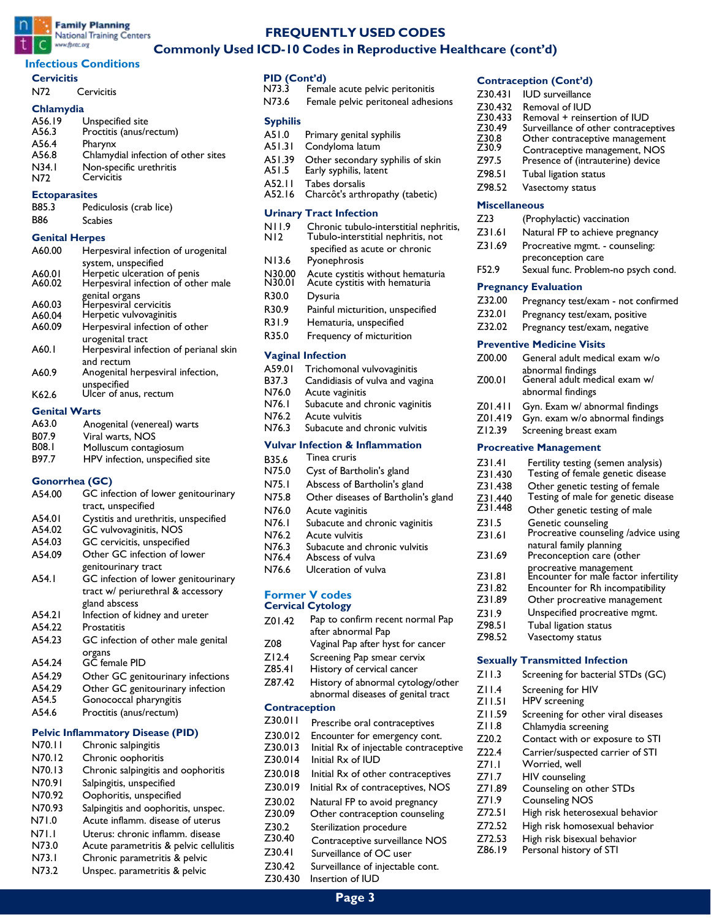# FREQUENTLY USED CODES

## Commonly Used ICD-10 Codes in Reproductive Healthcare (cont'd)

## Infectious Conditions

### Cervicitis

| | |
|---|---|
| N72 | Cervicitis |

### Chlamydia

| | |
|---|---|
| A56.19 | Unspecified site |
| A56.3 | Proctitis (anus/rectum) |
| A56.4 | Pharynx |
| A56.8 | Chlamydial infection of other sites |
| N34.1 | Non-specific urethritis |
| N72 | Cervicitis |

### Ectoparasites

| | |
|---|---|
| B85.3 | Pediculosis (crab lice) |
| B86 | Scabies |

### Genital Herpes

| | |
|---|---|
| A60.00 | Herpesviral infection of urogenital system, unspecified |
| A60.01 | Herpetic ulceration of penis |
| A60.02 | Herpesviral infection of other male genital organs |
| A60.03 | Herpesviral cervicitis |
| A60.04 | Herpetic vulvovaginitis |
| A60.09 | Herpesviral infection of other urogenital tract |
| A60.1 | Herpesviral infection of perianal skin and rectum |
| A60.9 | Anogenital herpesviral infection, unspecified |
| K62.6 | Ulcer of anus, rectum |

### Genital Warts

| | |
|---|---|
| A63.0 | Anogenital (venereal) warts |
| B07.9 | Viral warts, NOS |
| B08.1 | Molluscum contagiosum |
| B97.7 | HPV infection, unspecified site |

### Gonorrhea (GC)

| | |
|---|---|
| A54.00 | GC infection of lower genitourinary tract, unspecified |
| A54.01 | Cystitis and urethritis, unspecified |
| A54.02 | GC vulvovaginitis, NOS |
| A54.03 | GC cervicitis, unspecified |
| A54.09 | Other GC infection of lower genitourinary tract |
| A54.1 | GC infection of lower genitourinary tract w/ periurethral & accessory gland abscess |
| A54.21 | Infection of kidney and ureter |
| A54.22 | Prostatitis |
| A54.23 | GC infection of other male genital organs |
| A54.24 | GC female PID |
| A54.29 | Other GC genitourinary infections |
| A54.29 | Other GC genitourinary infection |
| A54.5 | Gonococcal pharyngitis |
| A54.6 | Proctitis (anus/rectum) |

### Pelvic Inflammatory Disease (PID)

| | |
|---|---|
| N70.11 | Chronic salpingitis |
| N70.12 | Chronic oophoritis |
| N70.13 | Chronic salpingitis and oophoritis |
| N70.91 | Salpingitis, unspecified |
| N70.92 | Oophoritis, unspecified |
| N70.93 | Salpingitis and oophoritis, unspec. |
| N71.0 | Acute inflamm. disease of uterus |
| N71.1 | Uterus: chronic inflamm. disease |
| N73.0 | Acute parametritis & pelvic cellulitis |
| N73.1 | Chronic parametritis & pelvic |
| N73.2 | Unspec. parametritis & pelvic |

### PID (Cont'd)

| | |
|---|---|
| N73.3 | Female acute pelvic peritonitis |
| N73.6 | Female pelvic peritoneal adhesions |

### Syphilis

| | |
|---|---|
| A51.0 | Primary genital syphilis |
| A51.31 | Condyloma latum |
| A51.39 | Other secondary syphilis of skin |
| A51.5 | Early syphilis, latent |
| A52.11 | Tabes dorsalis |
| A52.16 | Charcôt's arthropathy (tabetic) |

### Urinary Tract Infection

| | |
|---|---|
| N11.9 | Chronic tubulo-interstitial nephritis, |
| N12 | Tubulo-interstitial nephritis, not specified as acute or chronic |
| N13.6 | Pyonephrosis |
| N30.00 | Acute cystitis without hematuria |
| N30.01 | Acute cystitis with hematuria |
| R30.0 | Dysuria |
| R30.9 | Painful micturition, unspecified |
| R31.9 | Hematuria, unspecified |
| R35.0 | Frequency of micturition |

### Vaginal Infection

| | |
|---|---|
| A59.01 | Trichomonal vulvovaginitis |
| B37.3 | Candidiasis of vulva and vagina |
| N76.0 | Acute vaginitis |
| N76.1 | Subacute and chronic vaginitis |
| N76.2 | Acute vulvitis |
| N76.3 | Subacute and chronic vulvitis |

### Vulvar Infection & Inflammation

| | |
|---|---|
| B35.6 | Tinea cruris |
| N75.0 | Cyst of Bartholin's gland |
| N75.1 | Abscess of Bartholin's gland |
| N75.8 | Other diseases of Bartholin's gland |
| N76.0 | Acute vaginitis |
| N76.1 | Subacute and chronic vaginitis |
| N76.2 | Acute vulvitis |
| N76.3 | Subacute and chronic vulvitis |
| N76.4 | Abscess of vulva |
| N76.6 | Ulceration of vulva |

## Former V codes

### Cervical Cytology

| | |
|---|---|
| Z01.42 | Pap to confirm recent normal Pap after abnormal Pap |
| Z08 | Vaginal Pap after hyst for cancer |
| Z12.4 | Screening Pap smear cervix |
| Z85.41 | History of cervical cancer |
| Z87.42 | History of abnormal cytology/other abnormal diseases of genital tract |

### Contraception

| | |
|---|---|
| Z30.011 | Prescribe oral contraceptives |
| Z30.012 | Encounter for emergency cont. |
| Z30.013 | Initial Rx of injectable contraceptive |
| Z30.014 | Initial Rx of IUD |
| Z30.018 | Initial Rx of other contraceptives |
| Z30.019 | Initial Rx of contraceptives, NOS |
| Z30.02 | Natural FP to avoid pregnancy |
| Z30.09 | Other contraception counseling |
| Z30.2 | Sterilization procedure |
| Z30.40 | Contraceptive surveillance NOS |
| Z30.41 | Surveillance of OC user |
| Z30.42 | Surveillance of injectable cont. |
| Z30.430 | Insertion of IUD |

### Contraception (Cont'd)

| | |
|---|---|
| Z30.431 | IUD surveillance |
| Z30.432 | Removal of IUD |
| Z30.433 | Removal + reinsertion of IUD |
| Z30.49 | Surveillance of other contraceptives |
| Z30.8 | Other contraceptive management |
| Z30.9 | Contraceptive management, NOS |
| Z97.5 | Presence of (intrauterine) device |
| Z98.51 | Tubal ligation status |
| Z98.52 | Vasectomy status |

### Miscellaneous

| | |
|---|---|
| Z23 | (Prophylactic) vaccination |
| Z31.61 | Natural FP to achieve pregnancy |
| Z31.69 | Procreative mgmt. - counseling: preconception care |
| F52.9 | Sexual func. Problem-no psych cond. |

### Pregnancy Evaluation

| | |
|---|---|
| Z32.00 | Pregnancy test/exam - not confirmed |
| Z32.01 | Pregnancy test/exam, positive |
| Z32.02 | Pregnancy test/exam, negative |

### Preventive Medicine Visits

| | |
|---|---|
| Z00.00 | General adult medical exam w/o abnormal findings |
| Z00.01 | General adult medical exam w/ abnormal findings |
| Z01.411 | Gyn. Exam w/ abnormal findings |
| Z01.419 | Gyn. exam w/o abnormal findings |
| Z12.39 | Screening breast exam |

### Procreative Management

| | |
|---|---|
| Z31.41 | Fertility testing (semen analysis) |
| Z31.430 | Testing of female genetic disease |
| Z31.438 | Other genetic testing of female |
| Z31.440 | Testing of male for genetic disease |
| Z31.448 | Other genetic testing of male |
| Z31.5 | Genetic counseling |
| Z31.61 | Procreative counseling /advice using natural family planning |
| Z31.69 | Preconception care (other procreative management |
| Z31.81 | Encounter for male factor infertility |
| Z31.82 | Encounter for Rh incompatibility |
| Z31.89 | Other procreative management |
| Z31.9 | Unspecified procreative mgmt. |
| Z98.51 | Tubal ligation status |
| Z98.52 | Vasectomy status |

### Sexually Transmitted Infection

| | |
|---|---|
| Z11.3 | Screening for bacterial STDs (GC) |
| Z11.4 | Screening for HIV |
| Z11.51 | HPV screening |
| Z11.59 | Screening for other viral diseases |
| Z11.8 | Chlamydia screening |
| Z20.2 | Contact with or exposure to STI |
| Z22.4 | Carrier/suspected carrier of STI |
| Z71.1 | Worried, well |
| Z71.7 | HIV counseling |
| Z71.89 | Counseling on other STDs |
| Z71.9 | Counseling NOS |
| Z72.51 | High risk heterosexual behavior |
| Z72.52 | High risk homosexual behavior |
| Z72.53 | High risk bisexual behavior |
| Z86.19 | Personal history of STI |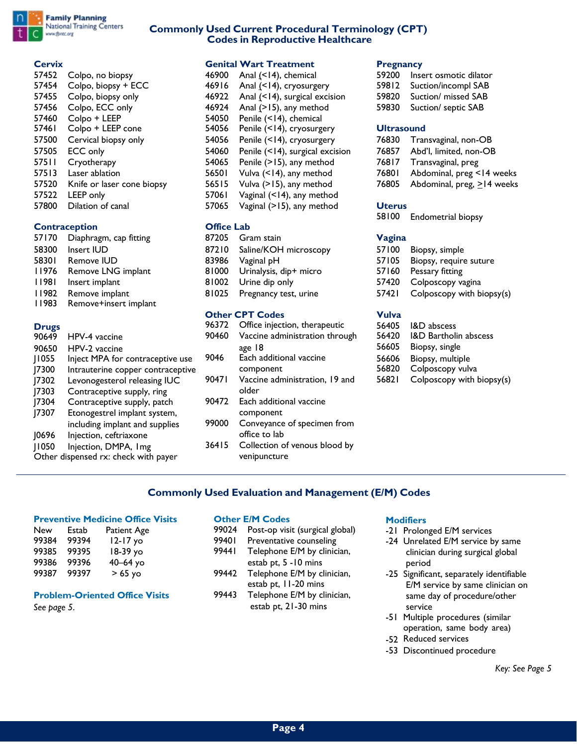# Commonly Used Current Procedural Terminology (CPT) Codes in Reproductive Healthcare

### Cervix

| | |
|---|---|
| 57452 | Colpo, no biopsy |
| 57454 | Colpo, biopsy + ECC |
| 57455 | Colpo, biopsy only |
| 57456 | Colpo, ECC only |
| 57460 | Colpo + LEEP |
| 57461 | Colpo + LEEP cone |
| 57500 | Cervical biopsy only |
| 57505 | ECC only |
| 57511 | Cryotherapy |
| 57513 | Laser ablation |
| 57520 | Knife or laser cone biopsy |
| 57522 | LEEP only |
| 57800 | Dilation of canal |

### Contraception

| | |
|---|---|
| 57170 | Diaphragm, cap fitting |
| 58300 | Insert IUD |
| 58301 | Remove IUD |
| 11976 | Remove LNG implant |
| 11981 | Insert implant |
| 11982 | Remove implant |
| 11983 | Remove+insert implant |

### Drugs

| | |
|---|---|
| 90649 | HPV-4 vaccine |
| 90650 | HPV-2 vaccine |
| J1055 | Inject MPA for contraceptive use |
| J7300 | Intrauterine copper contraceptive |
| J7302 | Levonogesterol releasing IUC |
| J7303 | Contraceptive supply, ring |
| J7304 | Contraceptive supply, patch |
| J7307 | Etonogestrel implant system, including implant and supplies |
| J0696 | Injection, ceftriaxone |
| J1050 | Injection, DMPA, 1mg |

Other dispensed rx: check with payer

### Genital Wart Treatment

| | |
|---|---|
| 46900 | Anal (<14), chemical |
| 46916 | Anal (<14), cryosurgery |
| 46922 | Anal (<14), surgical excision |
| 46924 | Anal (>15), any method |
| 54050 | Penile (<14), chemical |
| 54056 | Penile (<14), cryosurgery |
| 54056 | Penile (<14), cryosurgery |
| 54060 | Penile (<14), surgical excision |
| 54065 | Penile (>15), any method |
| 56501 | Vulva (<14), any method |
| 56515 | Vulva (>15), any method |
| 57061 | Vaginal (<14), any method |
| 57065 | Vaginal (>15), any method |

### Office Lab

| | |
|---|---|
| 87205 | Gram stain |
| 87210 | Saline/KOH microscopy |
| 83986 | Vaginal pH |
| 81000 | Urinalysis, dip+ micro |
| 81002 | Urine dip only |
| 81025 | Pregnancy test, urine |

### Other CPT Codes

| | |
|---|---|
| 96372 | Office injection, therapeutic |
| 90460 | Vaccine administration through age 18 |
| 9046 | Each additional vaccine component |
| 90471 | Vaccine administration, 19 and older |
| 90472 | Each additional vaccine component |
| 99000 | Conveyance of specimen from office to lab |
| 36415 | Collection of venous blood by venipuncture |

### Pregnancy

| | |
|---|---|
| 59200 | Insert osmotic dilator |
| 59812 | Suction/incompl SAB |
| 59820 | Suction/ missed SAB |
| 59830 | Suction/ septic SAB |

### Ultrasound

| | |
|---|---|
| 76830 | Transvaginal, non-OB |
| 76857 | Abd'l, limited, non-OB |
| 76817 | Transvaginal, preg |
| 76801 | Abdominal, preg <14 weeks |
| 76805 | Abdominal, preg, ≥14 weeks |

### Uterus

| | |
|---|---|
| 58100 | Endometrial biopsy |

### Vagina

| | |
|---|---|
| 57100 | Biopsy, simple |
| 57105 | Biopsy, require suture |
| 57160 | Pessary fitting |
| 57420 | Colposcopy vagina |
| 57421 | Colposcopy with biopsy(s) |

### Vulva

| | |
|---|---|
| 56405 | I&D abscess |
| 56420 | I&D Bartholin abscess |
| 56605 | Biopsy, single |
| 56606 | Biopsy, multiple |
| 56820 | Colposcopy vulva |
| 56821 | Colposcopy with biopsy(s) |

## Commonly Used Evaluation and Management (E/M) Codes

### Preventive Medicine Office Visits

| New | Estab | Patient Age |
|---|---|---|
| 99384 | 99394 | 12-17 yo |
| 99385 | 99395 | 18-39 yo |
| 99386 | 99396 | 40–64 yo |
| 99387 | 99397 | > 65 yo |

### Problem-Oriented Office Visits

*See page 5.*

### Other E/M Codes

| | |
|---|---|
| 99024 | Post-op visit (surgical global) |
| 99401 | Preventative counseling |
| 99441 | Telephone E/M by clinician, estab pt, 5 -10 mins |
| 99442 | Telephone E/M by clinician, estab pt, 11-20 mins |
| 99443 | Telephone E/M by clinician, estab pt, 21-30 mins |

### Modifiers

| | |
|---|---|
| -21 | Prolonged E/M services |
| -24 | Unrelated E/M service by same clinician during surgical global period |
| -25 | Significant, separately identifiable E/M service by same clinician on same day of procedure/other service |
| -51 | Multiple procedures (similar operation, same body area) |
| -52 | Reduced services |
| -53 | Discontinued procedure |

*Key: See Page 5*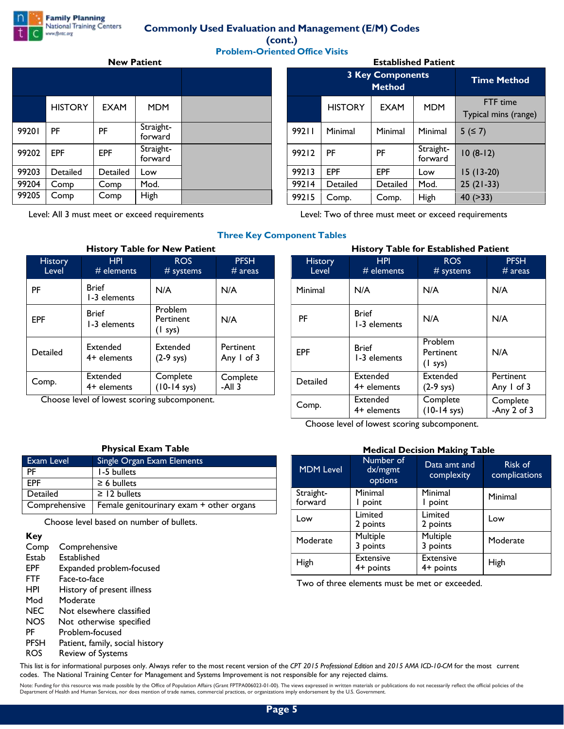## Commonly Used Evaluation and Management (E/M) Codes (cont.)

### Problem-Oriented Office Visits

**New Patient**

| | HISTORY | EXAM | MDM | |
|---|---|---|---|---|
| 99201 | PF | PF | Straight-forward | |
| 99202 | EPF | EPF | Straight-forward | |
| 99203 | Detailed | Detailed | Low | |
| 99204 | Comp | Comp | Mod. | |
| 99205 | Comp | Comp | High | |

Level: All 3 must meet or exceed requirements

**Established Patient**

| | 3 Key Components Method | | | Time Method |
|---|---|---|---|---|
| | HISTORY | EXAM | MDM | FTF time Typical mins (range) |
| 99211 | Minimal | Minimal | Minimal | 5 (≤ 7) |
| 99212 | PF | PF | Straight-forward | 10 (8-12) |
| 99213 | EPF | EPF | Low | 15 (13-20) |
| 99214 | Detailed | Detailed | Mod. | 25 (21-33) |
| 99215 | Comp. | Comp. | High | 40 (>33) |

Level: Two of three must meet or exceed requirements

### Three Key Component Tables

**History Table for New Patient**

| History Level | HPI # elements | ROS # systems | PFSH # areas |
|---|---|---|---|
| PF | Brief 1-3 elements | N/A | N/A |
| EPF | Brief 1-3 elements | Problem Pertinent (1 sys) | N/A |
| Detailed | Extended 4+ elements | Extended (2-9 sys) | Pertinent Any 1 of 3 |
| Comp. | Extended 4+ elements | Complete (10-14 sys) | Complete -All 3 |

Choose level of lowest scoring subcomponent.

**History Table for Established Patient**

| History Level | HPI # elements | ROS # systems | PFSH # areas |
|---|---|---|---|
| Minimal | N/A | N/A | N/A |
| PF | Brief 1-3 elements | N/A | N/A |
| EPF | Brief 1-3 elements | Problem Pertinent (1 sys) | N/A |
| Detailed | Extended 4+ elements | Extended (2-9 sys) | Pertinent Any 1 of 3 |
| Comp. | Extended 4+ elements | Complete (10-14 sys) | Complete -Any 2 of 3 |

Choose level of lowest scoring subcomponent.

**Physical Exam Table**

| Exam Level | Single Organ Exam Elements |
|---|---|
| PF | 1-5 bullets |
| EPF | ≥ 6 bullets |
| Detailed | ≥ 12 bullets |
| Comprehensive | Female genitourinary exam + other organs |

Choose level based on number of bullets.

**Medical Decision Making Table**

| MDM Level | Number of dx/mgmt options | Data amt and complexity | Risk of complications |
|---|---|---|---|
| Straight-forward | Minimal 1 point | Minimal 1 point | Minimal |
| Low | Limited 2 points | Limited 2 points | Low |
| Moderate | Multiple 3 points | Multiple 3 points | Moderate |
| High | Extensive 4+ points | Extensive 4+ points | High |

Two of three elements must be met or exceeded.

**Key**

- Comp — Comprehensive
- Estab — Established
- EPF — Expanded problem-focused
- FTF — Face-to-face
- HPI — History of present illness
- Mod — Moderate
- NEC — Not elsewhere classified
- NOS — Not otherwise specified
- PF — Problem-focused
- PFSH — Patient, family, social history
- ROS — Review of Systems

This list is for informational purposes only. Always refer to the most recent version of the *CPT 2015 Professional Edition* and *2015 AMA ICD-10-CM* for the most current codes. The National Training Center for Management and Systems Improvement is not responsible for any rejected claims.

Note: Funding for this resource was made possible by the Office of Population Affairs (Grant FPTPA006023-01-00). The views expressed in written materials or publications do not necessarily reflect the official policies of the Department of Health and Human Services, nor does mention of trade names, commercial practices, or organizations imply endorsement by the U.S. Government.